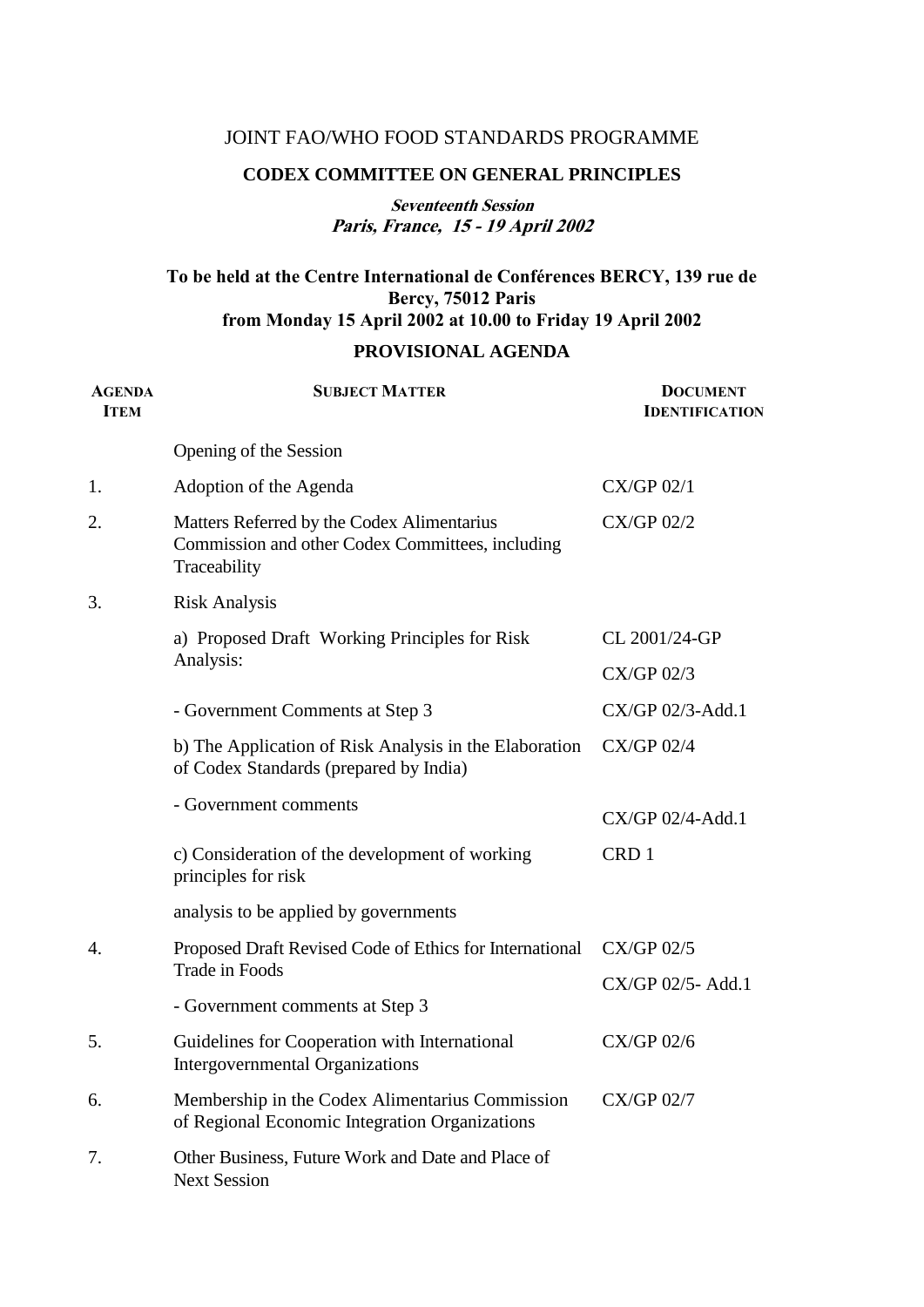JOINT FAO/WHO FOOD STANDARDS PROGRAMME

## CODEX COMMITTEE ON GENERAL PRINCIPLES

***Seventeenth Session***
***Paris, France, 15 - 19 April 2002***

**To be held at the Centre International de Conférences BERCY, 139 rue de Bercy, 75012 Paris from Monday 15 April 2002 at 10.00 to Friday 19 April 2002**

## PROVISIONAL AGENDA

| AGENDA ITEM | SUBJECT MATTER | DOCUMENT IDENTIFICATION |
|---|---|---|
| | Opening of the Session | |
| 1. | Adoption of the Agenda | CX/GP 02/1 |
| 2. | Matters Referred by the Codex Alimentarius Commission and other Codex Committees, including Traceability | CX/GP 02/2 |
| 3. | Risk Analysis | |
| | a) Proposed Draft Working Principles for Risk Analysis: | CL 2001/24-GP<br>CX/GP 02/3 |
| | - Government Comments at Step 3 | CX/GP 02/3-Add.1 |
| | b) The Application of Risk Analysis in the Elaboration of Codex Standards (prepared by India) | CX/GP 02/4 |
| | - Government comments | CX/GP 02/4-Add.1 |
| | c) Consideration of the development of working principles for risk analysis to be applied by governments | CRD 1 |
| 4. | Proposed Draft Revised Code of Ethics for International Trade in Foods | CX/GP 02/5 |
| | - Government comments at Step 3 | CX/GP 02/5- Add.1 |
| 5. | Guidelines for Cooperation with International Intergovernmental Organizations | CX/GP 02/6 |
| 6. | Membership in the Codex Alimentarius Commission of Regional Economic Integration Organizations | CX/GP 02/7 |
| 7. | Other Business, Future Work and Date and Place of Next Session | |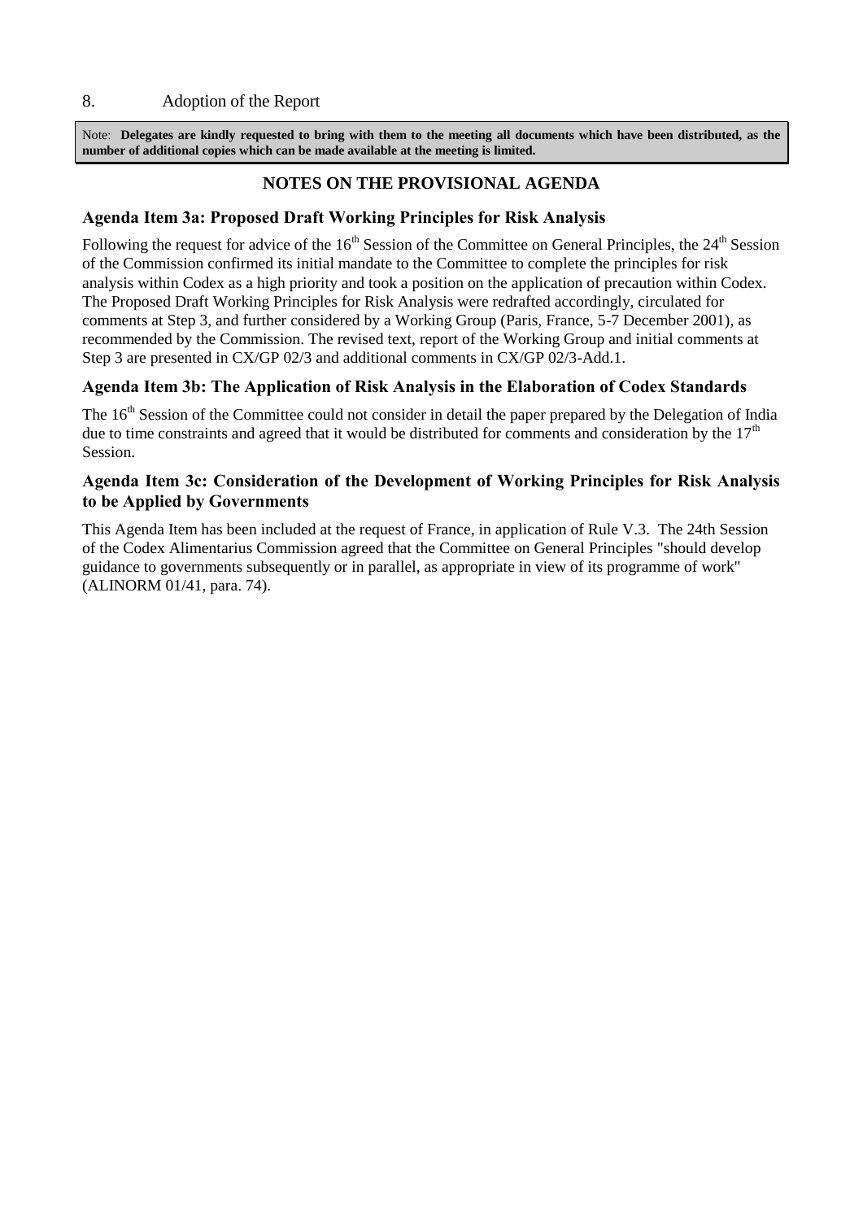8. Adoption of the Report

Note: **Delegates are kindly requested to bring with them to the meeting all documents which have been distributed, as the number of additional copies which can be made available at the meeting is limited.**

## NOTES ON THE PROVISIONAL AGENDA

### Agenda Item 3a: Proposed Draft Working Principles for Risk Analysis

Following the request for advice of the 16th Session of the Committee on General Principles, the 24th Session of the Commission confirmed its initial mandate to the Committee to complete the principles for risk analysis within Codex as a high priority and took a position on the application of precaution within Codex. The Proposed Draft Working Principles for Risk Analysis were redrafted accordingly, circulated for comments at Step 3, and further considered by a Working Group (Paris, France, 5-7 December 2001), as recommended by the Commission. The revised text, report of the Working Group and initial comments at Step 3 are presented in CX/GP 02/3 and additional comments in CX/GP 02/3-Add.1.

### Agenda Item 3b: The Application of Risk Analysis in the Elaboration of Codex Standards

The 16th Session of the Committee could not consider in detail the paper prepared by the Delegation of India due to time constraints and agreed that it would be distributed for comments and consideration by the 17th Session.

### Agenda Item 3c: Consideration of the Development of Working Principles for Risk Analysis to be Applied by Governments

This Agenda Item has been included at the request of France, in application of Rule V.3. The 24th Session of the Codex Alimentarius Commission agreed that the Committee on General Principles "should develop guidance to governments subsequently or in parallel, as appropriate in view of its programme of work" (ALINORM 01/41, para. 74).